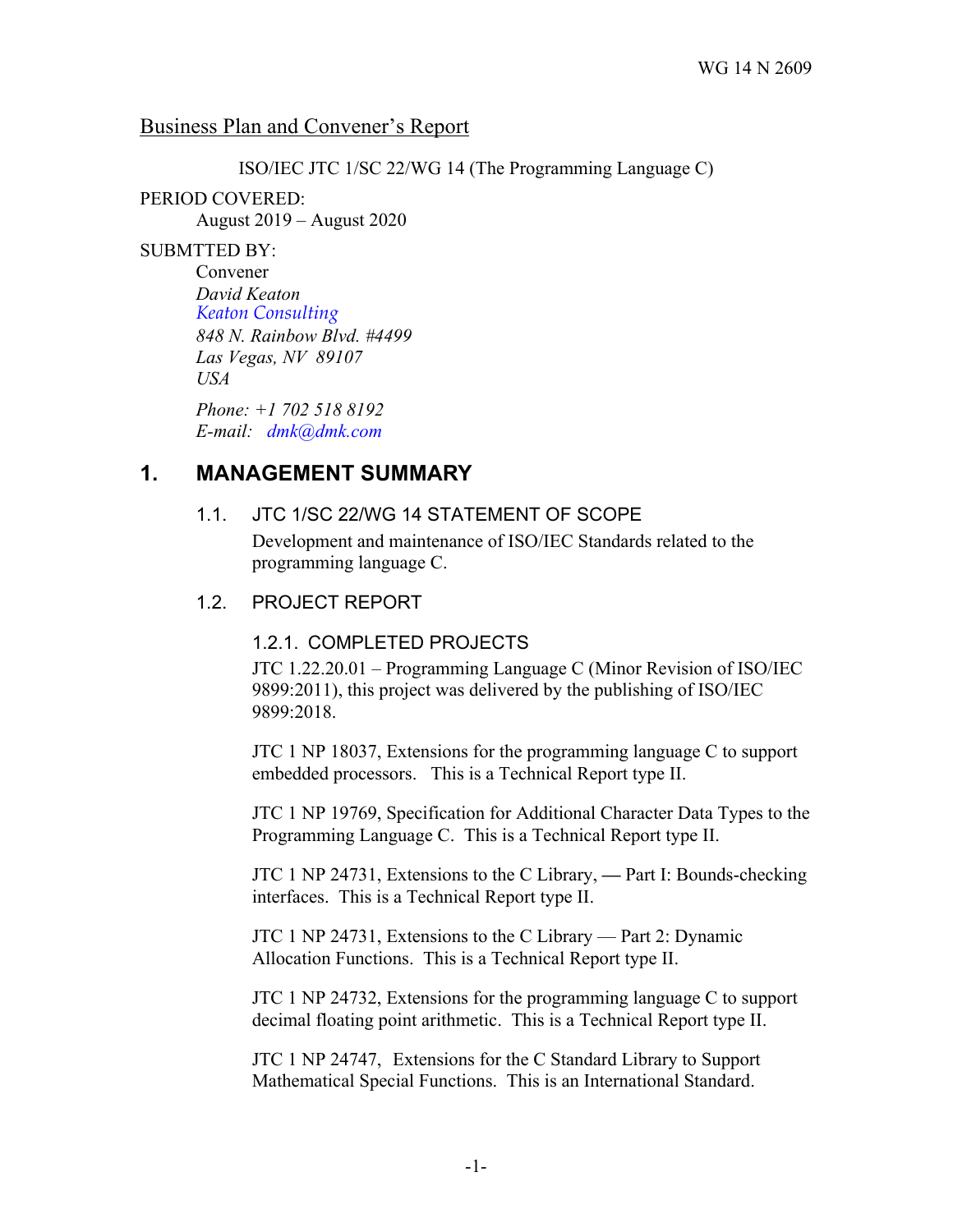WG 14 N 2609

Business Plan and Convener's Report

ISO/IEC JTC 1/SC 22/WG 14 (The Programming Language C)

PERIOD COVERED:
August 2019 – August 2020

SUBMTTED BY:
Convener
*David Keaton*
*Keaton Consulting*
*848 N. Rainbow Blvd. #4499*
*Las Vegas, NV 89107*
*USA*

*Phone: +1 702 518 8192*
*E-mail: dmk@dmk.com*

# 1. MANAGEMENT SUMMARY

## 1.1. JTC 1/SC 22/WG 14 STATEMENT OF SCOPE

Development and maintenance of ISO/IEC Standards related to the programming language C.

## 1.2. PROJECT REPORT

### 1.2.1. COMPLETED PROJECTS

JTC 1.22.20.01 – Programming Language C (Minor Revision of ISO/IEC 9899:2011), this project was delivered by the publishing of ISO/IEC 9899:2018.

JTC 1 NP 18037, Extensions for the programming language C to support embedded processors. This is a Technical Report type II.

JTC 1 NP 19769, Specification for Additional Character Data Types to the Programming Language C. This is a Technical Report type II.

JTC 1 NP 24731, Extensions to the C Library, — Part I: Bounds-checking interfaces. This is a Technical Report type II.

JTC 1 NP 24731, Extensions to the C Library — Part 2: Dynamic Allocation Functions. This is a Technical Report type II.

JTC 1 NP 24732, Extensions for the programming language C to support decimal floating point arithmetic. This is a Technical Report type II.

JTC 1 NP 24747, Extensions for the C Standard Library to Support Mathematical Special Functions. This is an International Standard.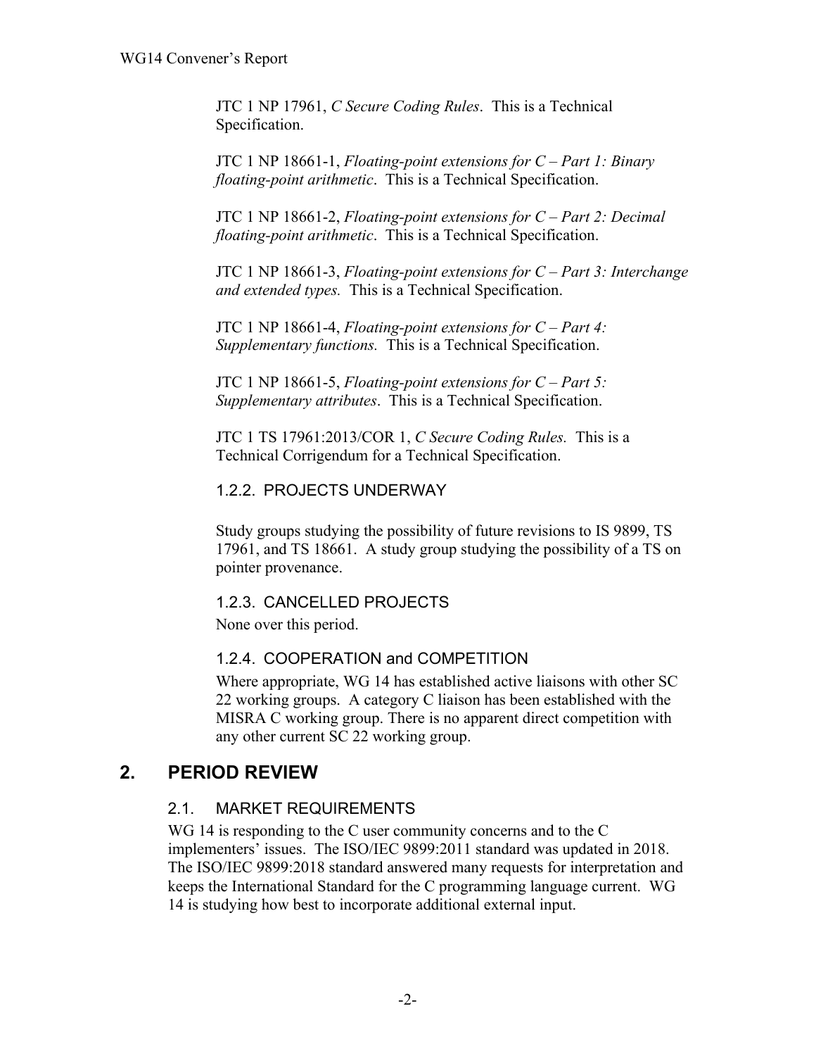JTC 1 NP 17961, *C Secure Coding Rules*. This is a Technical Specification.

JTC 1 NP 18661-1, *Floating-point extensions for C – Part 1: Binary floating-point arithmetic*. This is a Technical Specification.

JTC 1 NP 18661-2, *Floating-point extensions for C – Part 2: Decimal floating-point arithmetic*. This is a Technical Specification.

JTC 1 NP 18661-3, *Floating-point extensions for C – Part 3: Interchange and extended types.* This is a Technical Specification.

JTC 1 NP 18661-4, *Floating-point extensions for C – Part 4: Supplementary functions.* This is a Technical Specification.

JTC 1 NP 18661-5, *Floating-point extensions for C – Part 5: Supplementary attributes*. This is a Technical Specification.

JTC 1 TS 17961:2013/COR 1, *C Secure Coding Rules.* This is a Technical Corrigendum for a Technical Specification.

### 1.2.2. PROJECTS UNDERWAY

Study groups studying the possibility of future revisions to IS 9899, TS 17961, and TS 18661. A study group studying the possibility of a TS on pointer provenance.

### 1.2.3. CANCELLED PROJECTS

None over this period.

### 1.2.4. COOPERATION and COMPETITION

Where appropriate, WG 14 has established active liaisons with other SC 22 working groups. A category C liaison has been established with the MISRA C working group. There is no apparent direct competition with any other current SC 22 working group.

## 2. PERIOD REVIEW

### 2.1. MARKET REQUIREMENTS

WG 14 is responding to the C user community concerns and to the C implementers' issues. The ISO/IEC 9899:2011 standard was updated in 2018. The ISO/IEC 9899:2018 standard answered many requests for interpretation and keeps the International Standard for the C programming language current. WG 14 is studying how best to incorporate additional external input.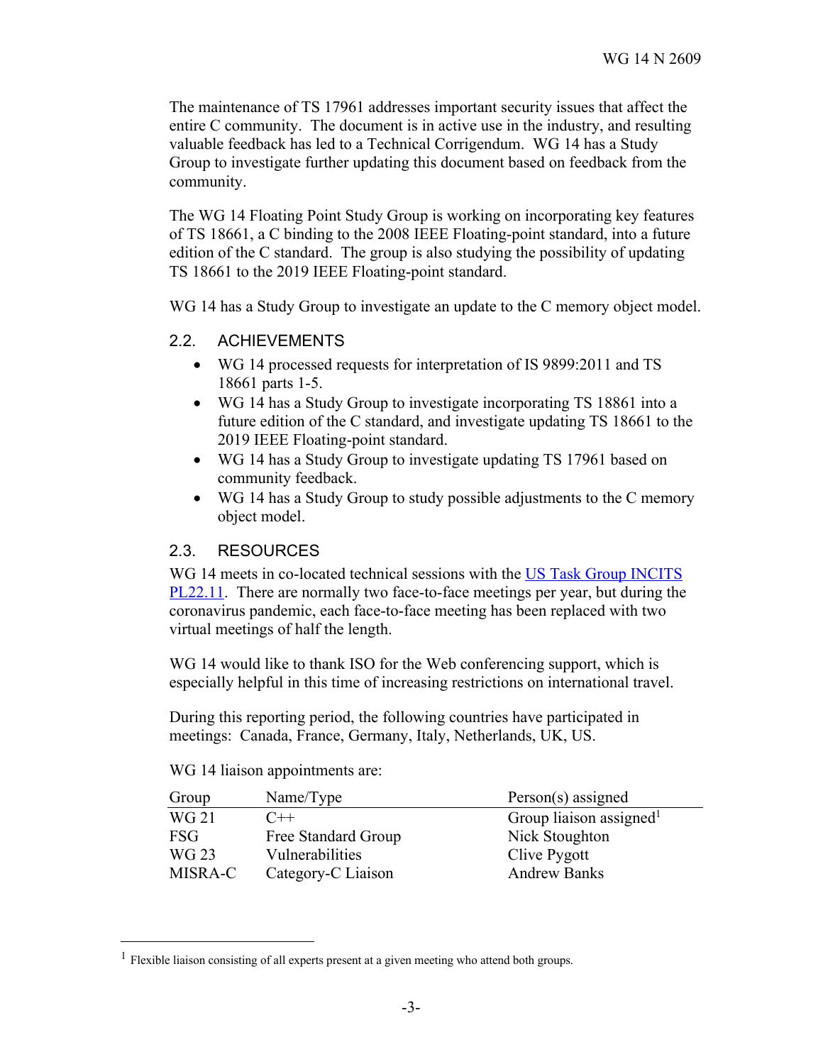The maintenance of TS 17961 addresses important security issues that affect the entire C community. The document is in active use in the industry, and resulting valuable feedback has led to a Technical Corrigendum. WG 14 has a Study Group to investigate further updating this document based on feedback from the community.

The WG 14 Floating Point Study Group is working on incorporating key features of TS 18661, a C binding to the 2008 IEEE Floating-point standard, into a future edition of the C standard. The group is also studying the possibility of updating TS 18661 to the 2019 IEEE Floating-point standard.

WG 14 has a Study Group to investigate an update to the C memory object model.

## 2.2. ACHIEVEMENTS

- WG 14 processed requests for interpretation of IS 9899:2011 and TS 18661 parts 1-5.
- WG 14 has a Study Group to investigate incorporating TS 18861 into a future edition of the C standard, and investigate updating TS 18661 to the 2019 IEEE Floating-point standard.
- WG 14 has a Study Group to investigate updating TS 17961 based on community feedback.
- WG 14 has a Study Group to study possible adjustments to the C memory object model.

## 2.3. RESOURCES

WG 14 meets in co-located technical sessions with the [US Task Group INCITS PL22.11](). There are normally two face-to-face meetings per year, but during the coronavirus pandemic, each face-to-face meeting has been replaced with two virtual meetings of half the length.

WG 14 would like to thank ISO for the Web conferencing support, which is especially helpful in this time of increasing restrictions on international travel.

During this reporting period, the following countries have participated in meetings: Canada, France, Germany, Italy, Netherlands, UK, US.

WG 14 liaison appointments are:

| Group | Name/Type | Person(s) assigned |
|---|---|---|
| WG 21 | C++ | Group liaison assigned[1] |
| FSG | Free Standard Group | Nick Stoughton |
| WG 23 | Vulnerabilities | Clive Pygott |
| MISRA-C | Category-C Liaison | Andrew Banks |

[1] Flexible liaison consisting of all experts present at a given meeting who attend both groups.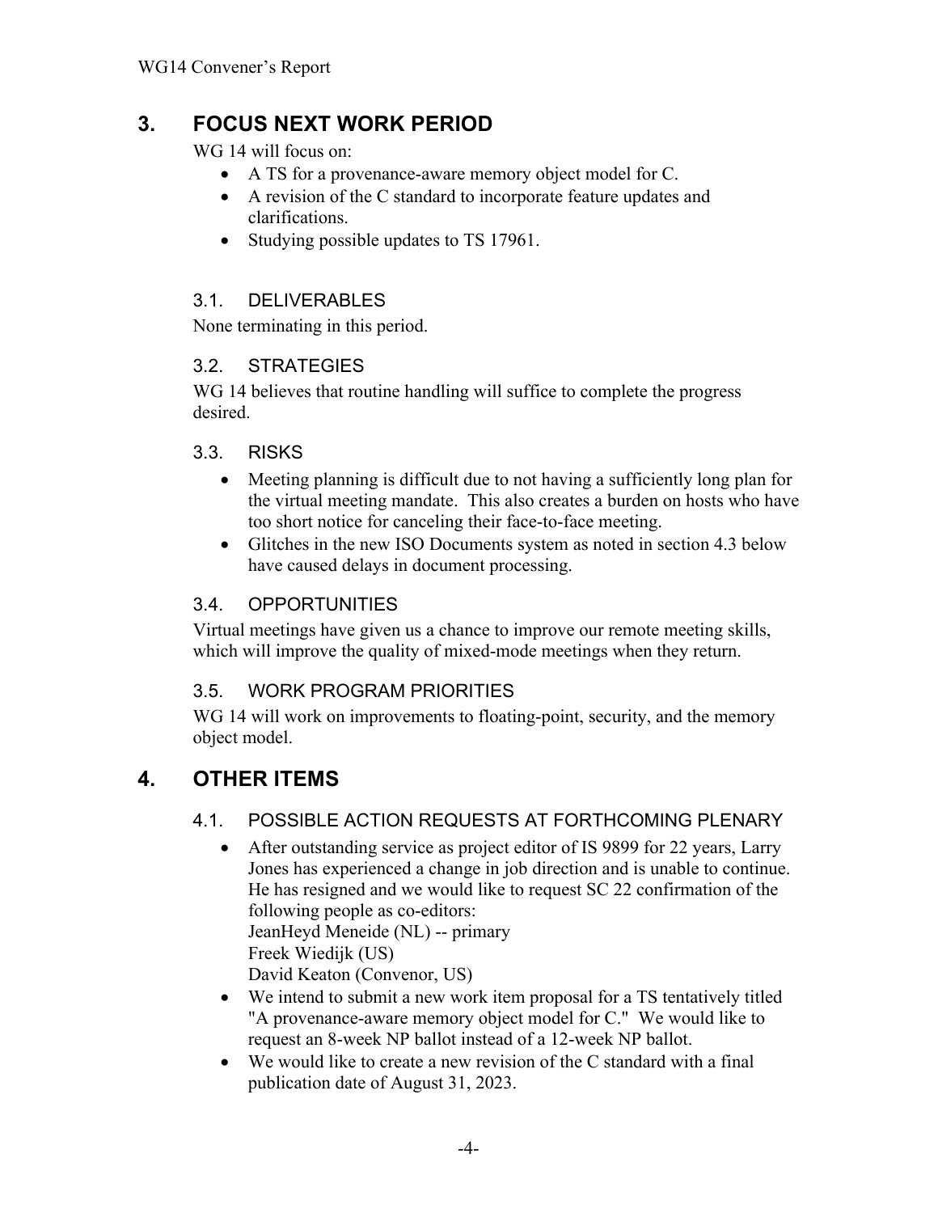## 3. FOCUS NEXT WORK PERIOD

WG 14 will focus on:

- A TS for a provenance-aware memory object model for C.
- A revision of the C standard to incorporate feature updates and clarifications.
- Studying possible updates to TS 17961.

### 3.1. DELIVERABLES

None terminating in this period.

### 3.2. STRATEGIES

WG 14 believes that routine handling will suffice to complete the progress desired.

### 3.3. RISKS

- Meeting planning is difficult due to not having a sufficiently long plan for the virtual meeting mandate. This also creates a burden on hosts who have too short notice for canceling their face-to-face meeting.
- Glitches in the new ISO Documents system as noted in section 4.3 below have caused delays in document processing.

### 3.4. OPPORTUNITIES

Virtual meetings have given us a chance to improve our remote meeting skills, which will improve the quality of mixed-mode meetings when they return.

### 3.5. WORK PROGRAM PRIORITIES

WG 14 will work on improvements to floating-point, security, and the memory object model.

## 4. OTHER ITEMS

### 4.1. POSSIBLE ACTION REQUESTS AT FORTHCOMING PLENARY

- After outstanding service as project editor of IS 9899 for 22 years, Larry Jones has experienced a change in job direction and is unable to continue. He has resigned and we would like to request SC 22 confirmation of the following people as co-editors:
  JeanHeyd Meneide (NL) -- primary
  Freek Wiedijk (US)
  David Keaton (Convenor, US)
- We intend to submit a new work item proposal for a TS tentatively titled "A provenance-aware memory object model for C." We would like to request an 8-week NP ballot instead of a 12-week NP ballot.
- We would like to create a new revision of the C standard with a final publication date of August 31, 2023.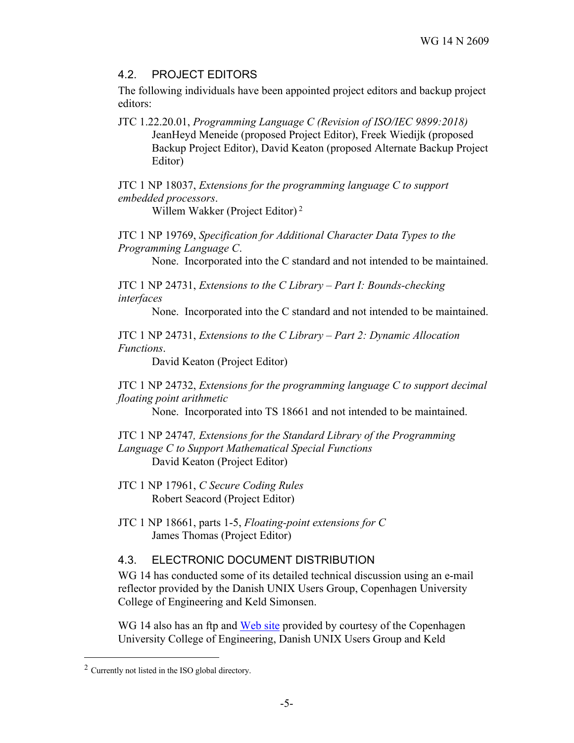### 4.2. PROJECT EDITORS

The following individuals have been appointed project editors and backup project editors:

JTC 1.22.20.01, *Programming Language C (Revision of ISO/IEC 9899:2018)*
JeanHeyd Meneide (proposed Project Editor), Freek Wiedijk (proposed Backup Project Editor), David Keaton (proposed Alternate Backup Project Editor)

JTC 1 NP 18037, *Extensions for the programming language C to support embedded processors*.
Willem Wakker (Project Editor) [2]

JTC 1 NP 19769, *Specification for Additional Character Data Types to the Programming Language C*.
None. Incorporated into the C standard and not intended to be maintained.

JTC 1 NP 24731, *Extensions to the C Library – Part I: Bounds-checking interfaces*
None. Incorporated into the C standard and not intended to be maintained.

JTC 1 NP 24731, *Extensions to the C Library – Part 2: Dynamic Allocation Functions*.
David Keaton (Project Editor)

JTC 1 NP 24732, *Extensions for the programming language C to support decimal floating point arithmetic*
None. Incorporated into TS 18661 and not intended to be maintained.

JTC 1 NP 24747*, Extensions for the Standard Library of the Programming Language C to Support Mathematical Special Functions*
David Keaton (Project Editor)

JTC 1 NP 17961, *C Secure Coding Rules*
Robert Seacord (Project Editor)

JTC 1 NP 18661, parts 1-5, *Floating-point extensions for C*
James Thomas (Project Editor)

### 4.3. ELECTRONIC DOCUMENT DISTRIBUTION

WG 14 has conducted some of its detailed technical discussion using an e-mail reflector provided by the Danish UNIX Users Group, Copenhagen University College of Engineering and Keld Simonsen.

WG 14 also has an ftp and [Web site]() provided by courtesy of the Copenhagen University College of Engineering, Danish UNIX Users Group and Keld

---

[2] Currently not listed in the ISO global directory.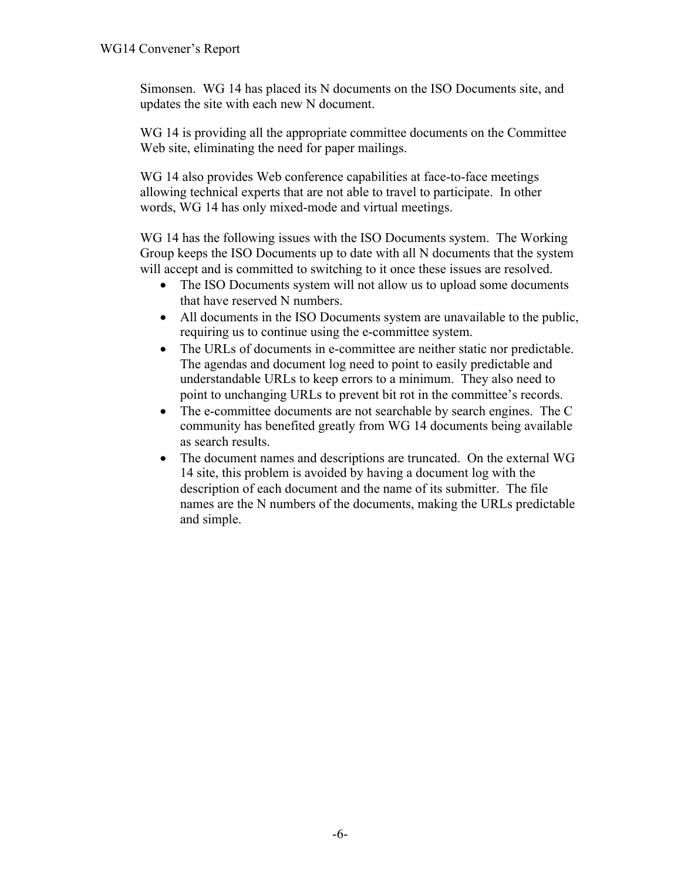Simonsen.  WG 14 has placed its N documents on the ISO Documents site, and updates the site with each new N document.

WG 14 is providing all the appropriate committee documents on the Committee Web site, eliminating the need for paper mailings.

WG 14 also provides Web conference capabilities at face-to-face meetings allowing technical experts that are not able to travel to participate.  In other words, WG 14 has only mixed-mode and virtual meetings.

WG 14 has the following issues with the ISO Documents system.  The Working Group keeps the ISO Documents up to date with all N documents that the system will accept and is committed to switching to it once these issues are resolved.

- The ISO Documents system will not allow us to upload some documents that have reserved N numbers.
- All documents in the ISO Documents system are unavailable to the public, requiring us to continue using the e-committee system.
- The URLs of documents in e-committee are neither static nor predictable. The agendas and document log need to point to easily predictable and understandable URLs to keep errors to a minimum.  They also need to point to unchanging URLs to prevent bit rot in the committee's records.
- The e-committee documents are not searchable by search engines.  The C community has benefited greatly from WG 14 documents being available as search results.
- The document names and descriptions are truncated.  On the external WG 14 site, this problem is avoided by having a document log with the description of each document and the name of its submitter.  The file names are the N numbers of the documents, making the URLs predictable and simple.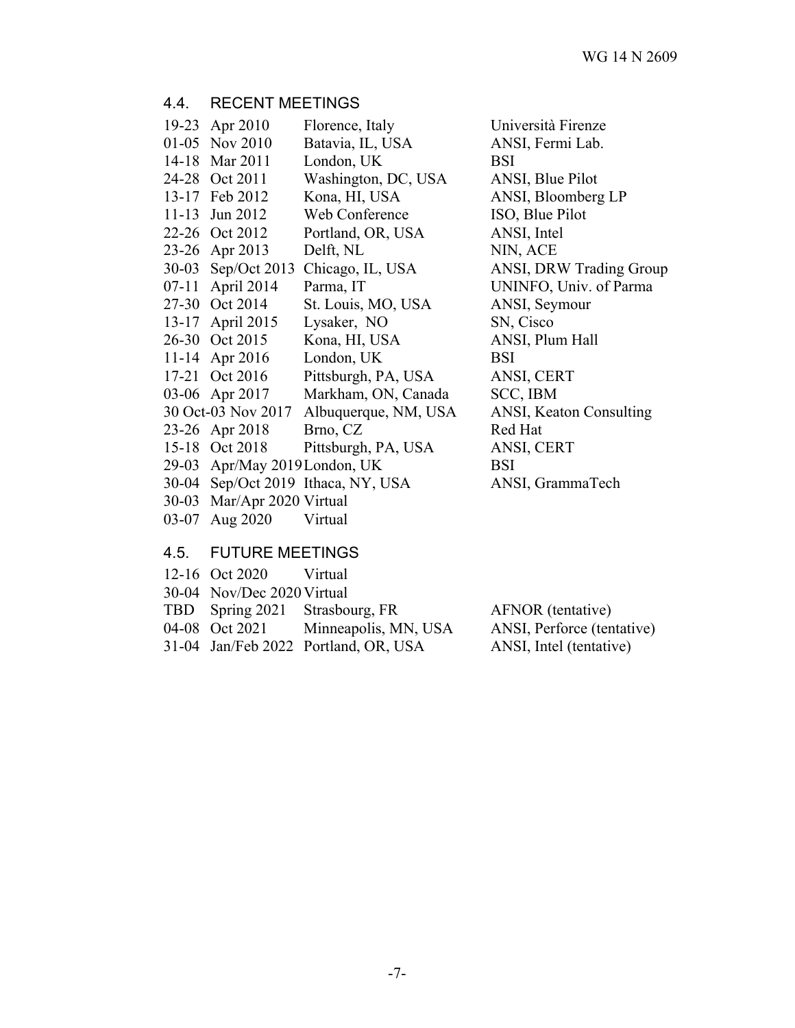## 4.4. RECENT MEETINGS

| | | | |
|---|---|---|---|
| 19-23 | Apr 2010 | Florence, Italy | Università Firenze |
| 01-05 | Nov 2010 | Batavia, IL, USA | ANSI, Fermi Lab. |
| 14-18 | Mar 2011 | London, UK | BSI |
| 24-28 | Oct 2011 | Washington, DC, USA | ANSI, Blue Pilot |
| 13-17 | Feb 2012 | Kona, HI, USA | ANSI, Bloomberg LP |
| 11-13 | Jun 2012 | Web Conference | ISO, Blue Pilot |
| 22-26 | Oct 2012 | Portland, OR, USA | ANSI, Intel |
| 23-26 | Apr 2013 | Delft, NL | NIN, ACE |
| 30-03 | Sep/Oct 2013 | Chicago, IL, USA | ANSI, DRW Trading Group |
| 07-11 | April 2014 | Parma, IT | UNINFO, Univ. of Parma |
| 27-30 | Oct 2014 | St. Louis, MO, USA | ANSI, Seymour |
| 13-17 | April 2015 | Lysaker, NO | SN, Cisco |
| 26-30 | Oct 2015 | Kona, HI, USA | ANSI, Plum Hall |
| 11-14 | Apr 2016 | London, UK | BSI |
| 17-21 | Oct 2016 | Pittsburgh, PA, USA | ANSI, CERT |
| 03-06 | Apr 2017 | Markham, ON, Canada | SCC, IBM |
| 30 Oct-03 | Nov 2017 | Albuquerque, NM, USA | ANSI, Keaton Consulting |
| 23-26 | Apr 2018 | Brno, CZ | Red Hat |
| 15-18 | Oct 2018 | Pittsburgh, PA, USA | ANSI, CERT |
| 29-03 | Apr/May 2019 | London, UK | BSI |
| 30-04 | Sep/Oct 2019 | Ithaca, NY, USA | ANSI, GrammaTech |
| 30-03 | Mar/Apr 2020 | Virtual | |
| 03-07 | Aug 2020 | Virtual | |

## 4.5. FUTURE MEETINGS

| | | | |
|---|---|---|---|
| 12-16 | Oct 2020 | Virtual | |
| 30-04 | Nov/Dec 2020 | Virtual | |
| TBD | Spring 2021 | Strasbourg, FR | AFNOR (tentative) |
| 04-08 | Oct 2021 | Minneapolis, MN, USA | ANSI, Perforce (tentative) |
| 31-04 | Jan/Feb 2022 | Portland, OR, USA | ANSI, Intel (tentative) |